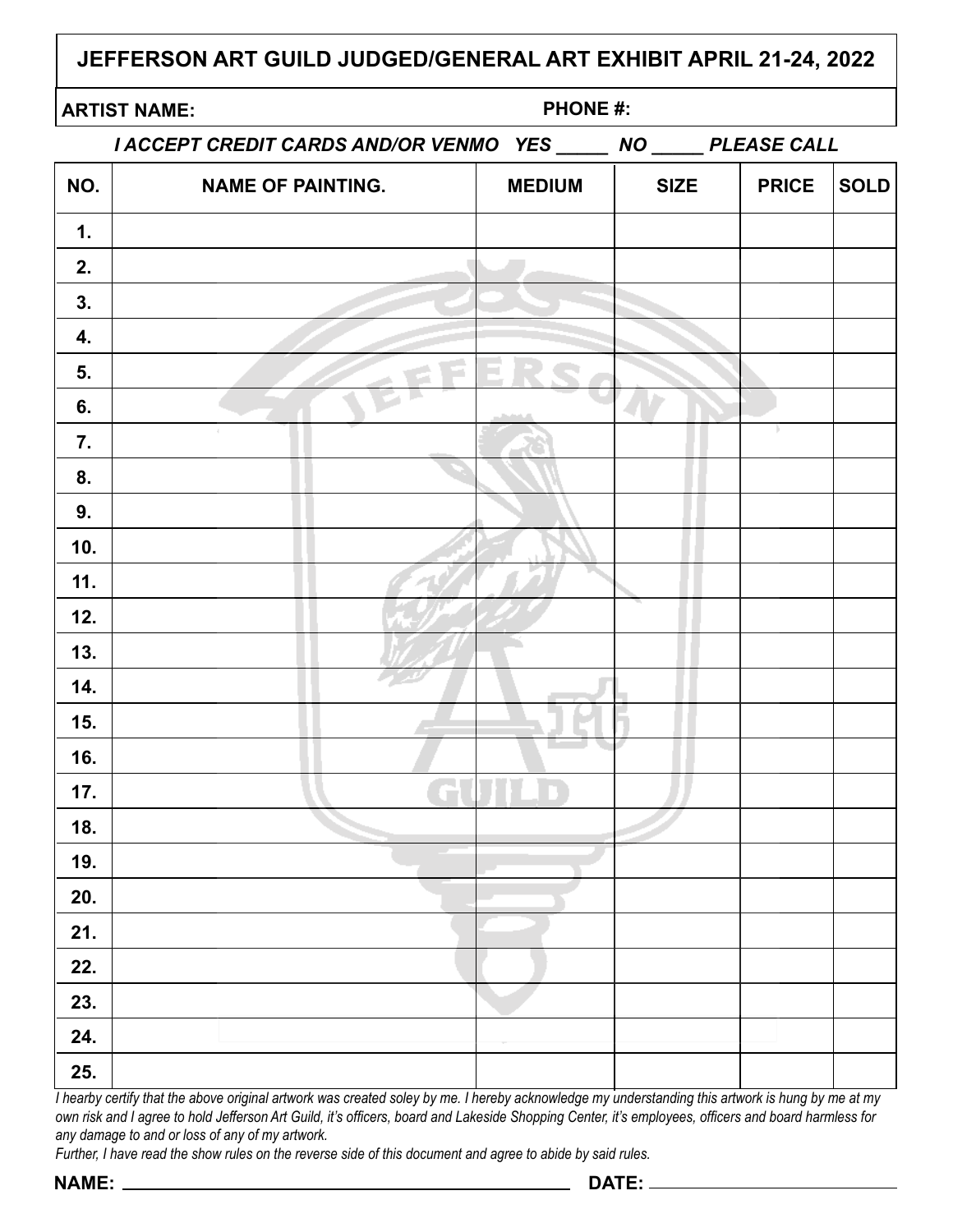# JEFFERSON ART GUILD JUDGED/GENERAL ART EXHIBIT APRIL 21-24, 2022

**ARTIST NAME:** **PHONE #:**

***I ACCEPT CREDIT CARDS AND/OR VENMO YES _____ NO _____ PLEASE CALL***

| NO. | NAME OF PAINTING. | MEDIUM | SIZE | PRICE | SOLD |
|---|---|---|---|---|---|
| 1. | | | | | |
| 2. | | | | | |
| 3. | | | | | |
| 4. | | | | | |
| 5. | | | | | |
| 6. | | | | | |
| 7. | | | | | |
| 8. | | | | | |
| 9. | | | | | |
| 10. | | | | | |
| 11. | | | | | |
| 12. | | | | | |
| 13. | | | | | |
| 14. | | | | | |
| 15. | | | | | |
| 16. | | | | | |
| 17. | | | | | |
| 18. | | | | | |
| 19. | | | | | |
| 20. | | | | | |
| 21. | | | | | |
| 22. | | | | | |
| 23. | | | | | |
| 24. | | | | | |
| 25. | | | | | |

*I hearby certify that the above original artwork was created soley by me. I hereby acknowledge my understanding this artwork is hung by me at my own risk and I agree to hold Jefferson Art Guild, it's officers, board and Lakeside Shopping Center, it's employees, officers and board harmless for any damage to and or loss of any of my artwork.*

*Further, I have read the show rules on the reverse side of this document and agree to abide by said rules.*

**NAME:** ______________________________ **DATE:** ____________________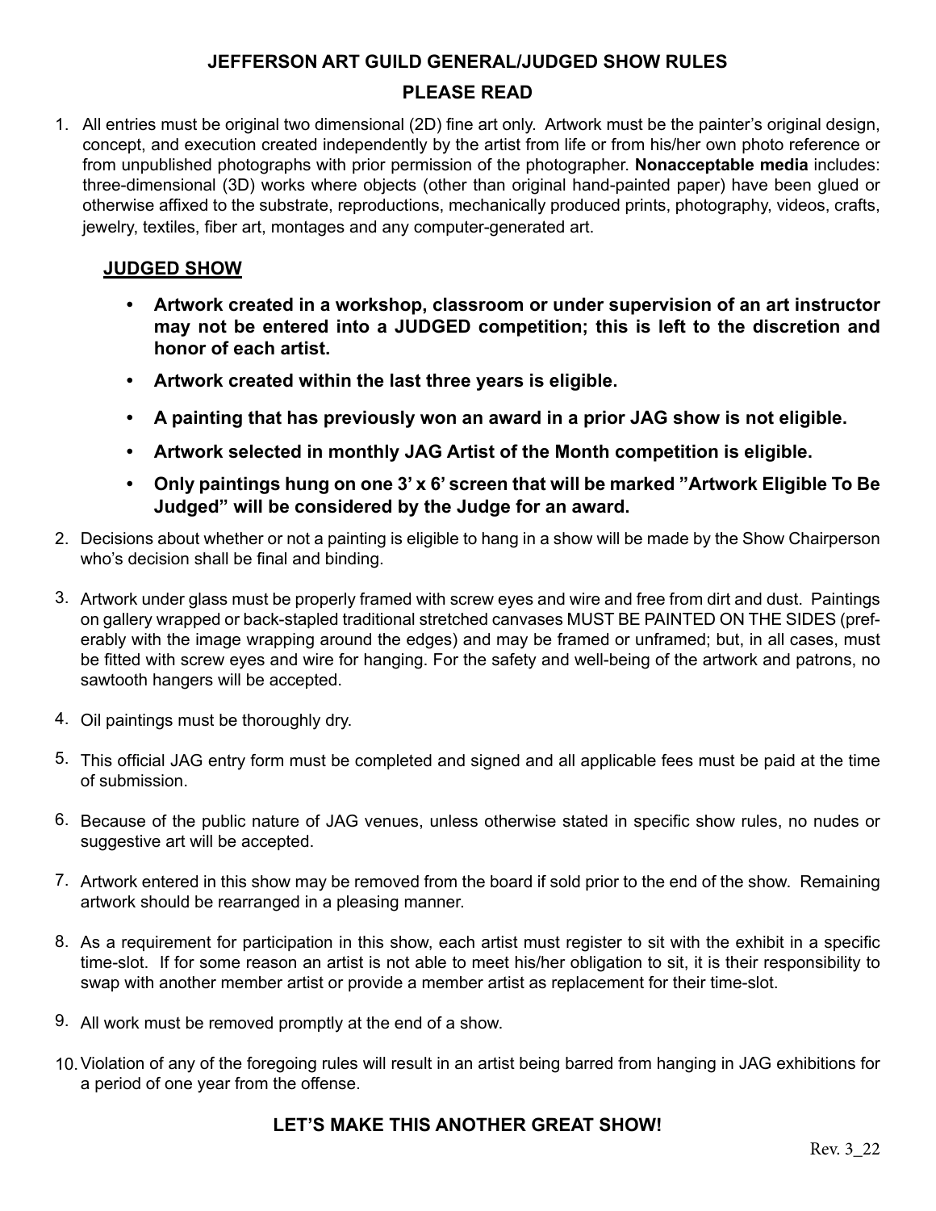## JEFFERSON ART GUILD GENERAL/JUDGED SHOW RULES

## PLEASE READ

1. All entries must be original two dimensional (2D) fine art only. Artwork must be the painter's original design, concept, and execution created independently by the artist from life or from his/her own photo reference or from unpublished photographs with prior permission of the photographer. **Nonacceptable media** includes: three-dimensional (3D) works where objects (other than original hand-painted paper) have been glued or otherwise affixed to the substrate, reproductions, mechanically produced prints, photography, videos, crafts, jewelry, textiles, fiber art, montages and any computer-generated art.

   **<u>JUDGED SHOW</u>**

   - **Artwork created in a workshop, classroom or under supervision of an art instructor may not be entered into a JUDGED competition; this is left to the discretion and honor of each artist.**
   - **Artwork created within the last three years is eligible.**
   - **A painting that has previously won an award in a prior JAG show is not eligible.**
   - **Artwork selected in monthly JAG Artist of the Month competition is eligible.**
   - **Only paintings hung on one 3' x 6' screen that will be marked "Artwork Eligible To Be Judged" will be considered by the Judge for an award.**

2. Decisions about whether or not a painting is eligible to hang in a show will be made by the Show Chairperson who's decision shall be final and binding.
3. Artwork under glass must be properly framed with screw eyes and wire and free from dirt and dust. Paintings on gallery wrapped or back-stapled traditional stretched canvases MUST BE PAINTED ON THE SIDES (preferably with the image wrapping around the edges) and may be framed or unframed; but, in all cases, must be fitted with screw eyes and wire for hanging. For the safety and well-being of the artwork and patrons, no sawtooth hangers will be accepted.
4. Oil paintings must be thoroughly dry.
5. This official JAG entry form must be completed and signed and all applicable fees must be paid at the time of submission.
6. Because of the public nature of JAG venues, unless otherwise stated in specific show rules, no nudes or suggestive art will be accepted.
7. Artwork entered in this show may be removed from the board if sold prior to the end of the show. Remaining artwork should be rearranged in a pleasing manner.
8. As a requirement for participation in this show, each artist must register to sit with the exhibit in a specific time-slot. If for some reason an artist is not able to meet his/her obligation to sit, it is their responsibility to swap with another member artist or provide a member artist as replacement for their time-slot.
9. All work must be removed promptly at the end of a show.
10. Violation of any of the foregoing rules will result in an artist being barred from hanging in JAG exhibitions for a period of one year from the offense.

**LET'S MAKE THIS ANOTHER GREAT SHOW!**

Rev. 3_22